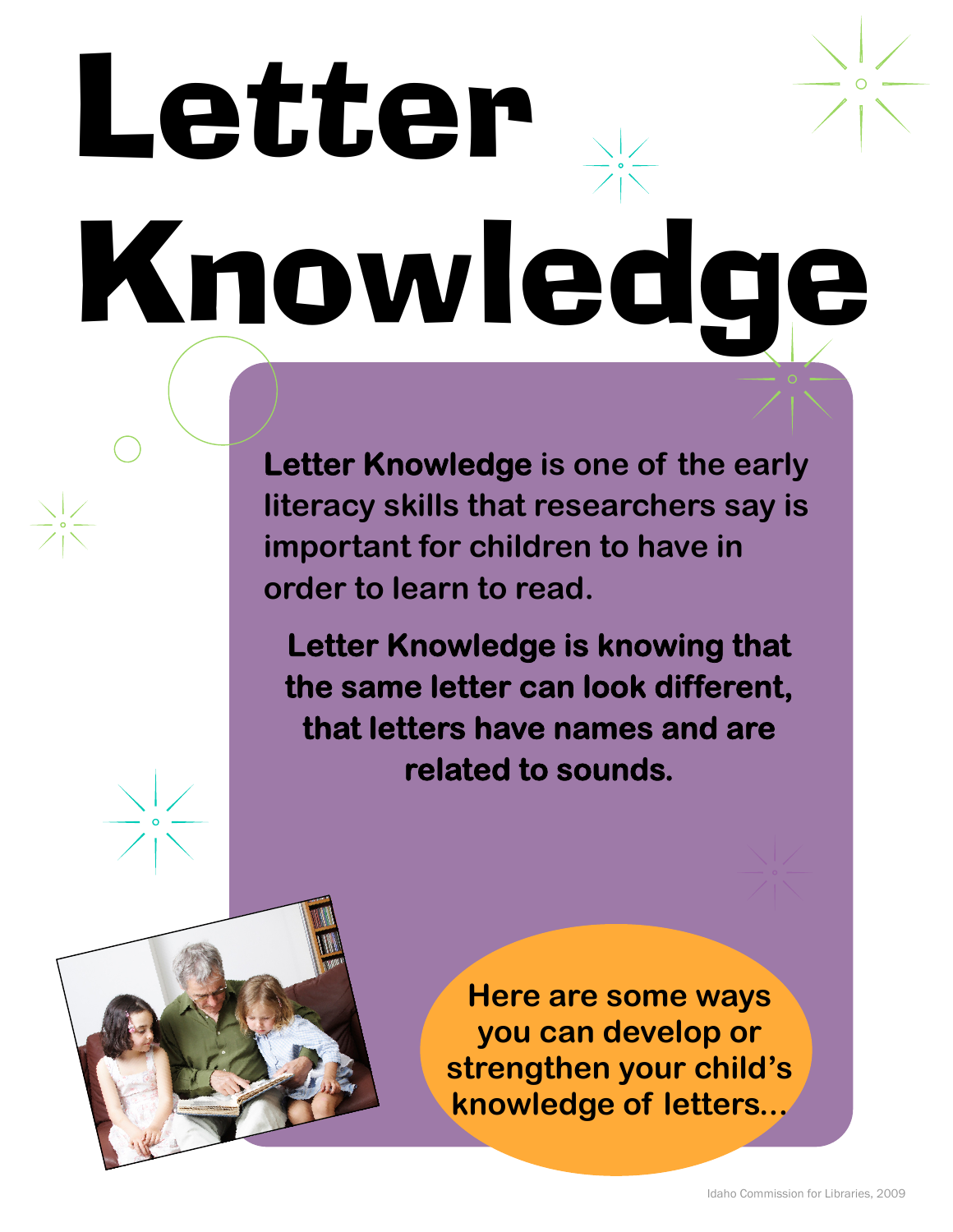# Letter Knowledge

**Letter Knowledge** is one of the early literacy skills that researchers say is important for children to have in order to learn to read.

**Letter Knowledge is knowing that the same letter can look different, that letters have names and are related to sounds.**

**Here are some ways you can develop or strengthen your child's knowledge of letters...**

Idaho Commission for Libraries, 2009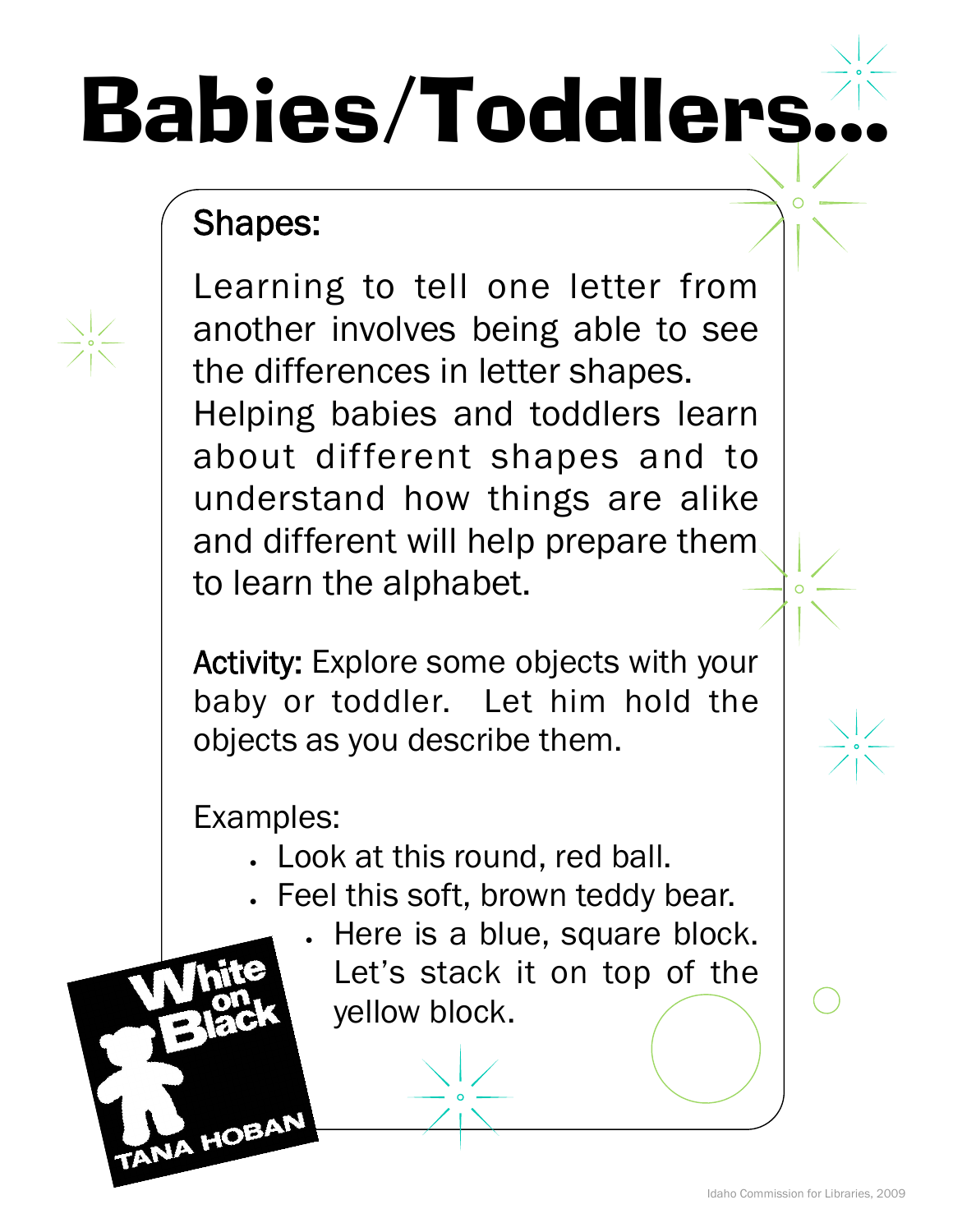# Babies/Toddlers...

## Shapes:

Learning to tell one letter from another involves being able to see the differences in letter shapes. Helping babies and toddlers learn about different shapes and to understand how things are alike and different will help prepare them to learn the alphabet.

**Activity:** Explore some objects with your baby or toddler. Let him hold the objects as you describe them.

Examples:

- Look at this round, red ball.
- Feel this soft, brown teddy bear.
- Here is a blue, square block. Let's stack it on top of the yellow block.

White on Black
TANA HOBAN

Idaho Commission for Libraries, 2009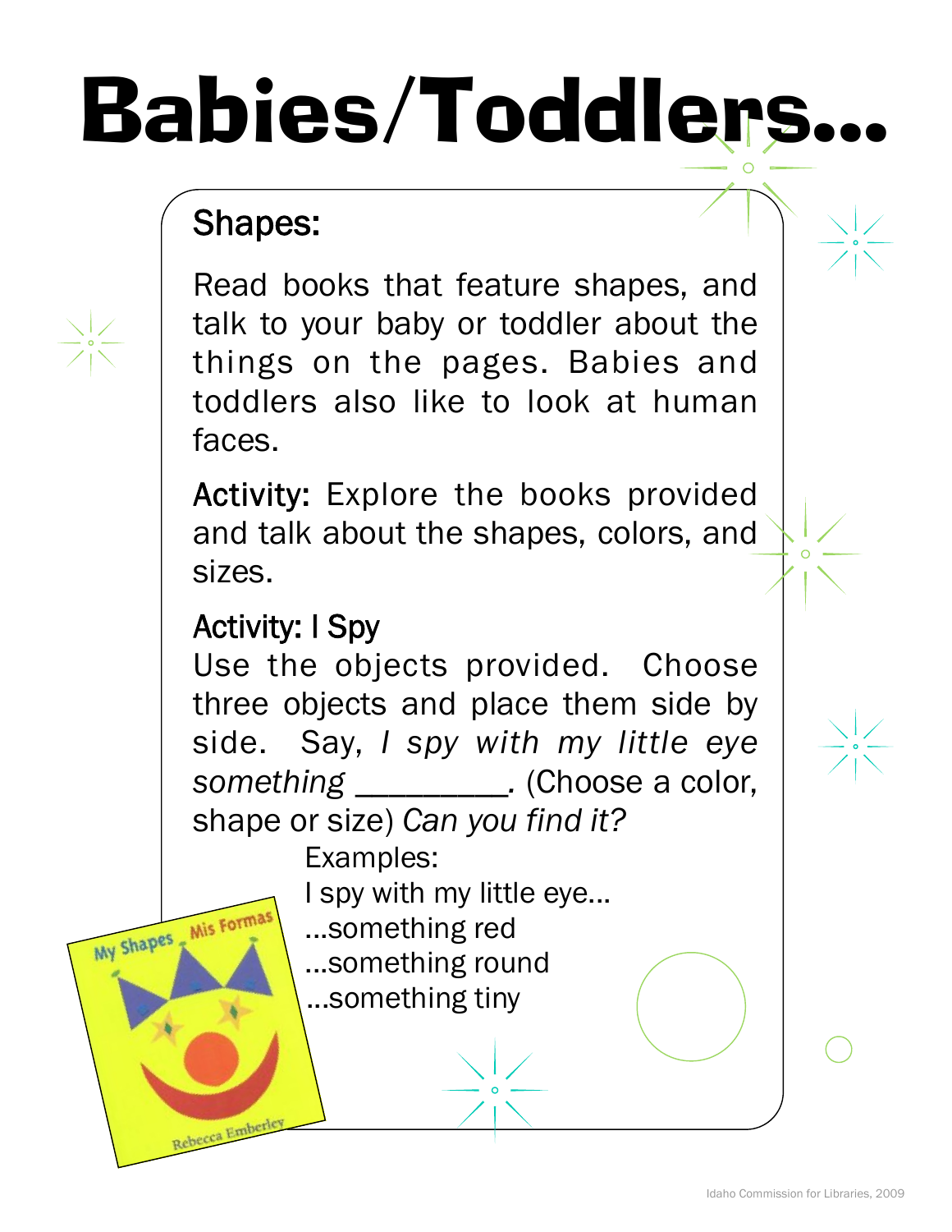# Babies/Toddlers...

## Shapes:

Read books that feature shapes, and talk to your baby or toddler about the things on the pages. Babies and toddlers also like to look at human faces.

**Activity:** Explore the books provided and talk about the shapes, colors, and sizes.

**Activity: I Spy**

Use the objects provided. Choose three objects and place them side by side. Say, *I spy with my little eye something \_\_\_\_\_\_\_\_\_.* (Choose a color, shape or size) *Can you find it?*

Examples:
I spy with my little eye...
...something red
...something round
...something tiny

My Shapes Mis Formas
Rebecca Emberley

Idaho Commission for Libraries, 2009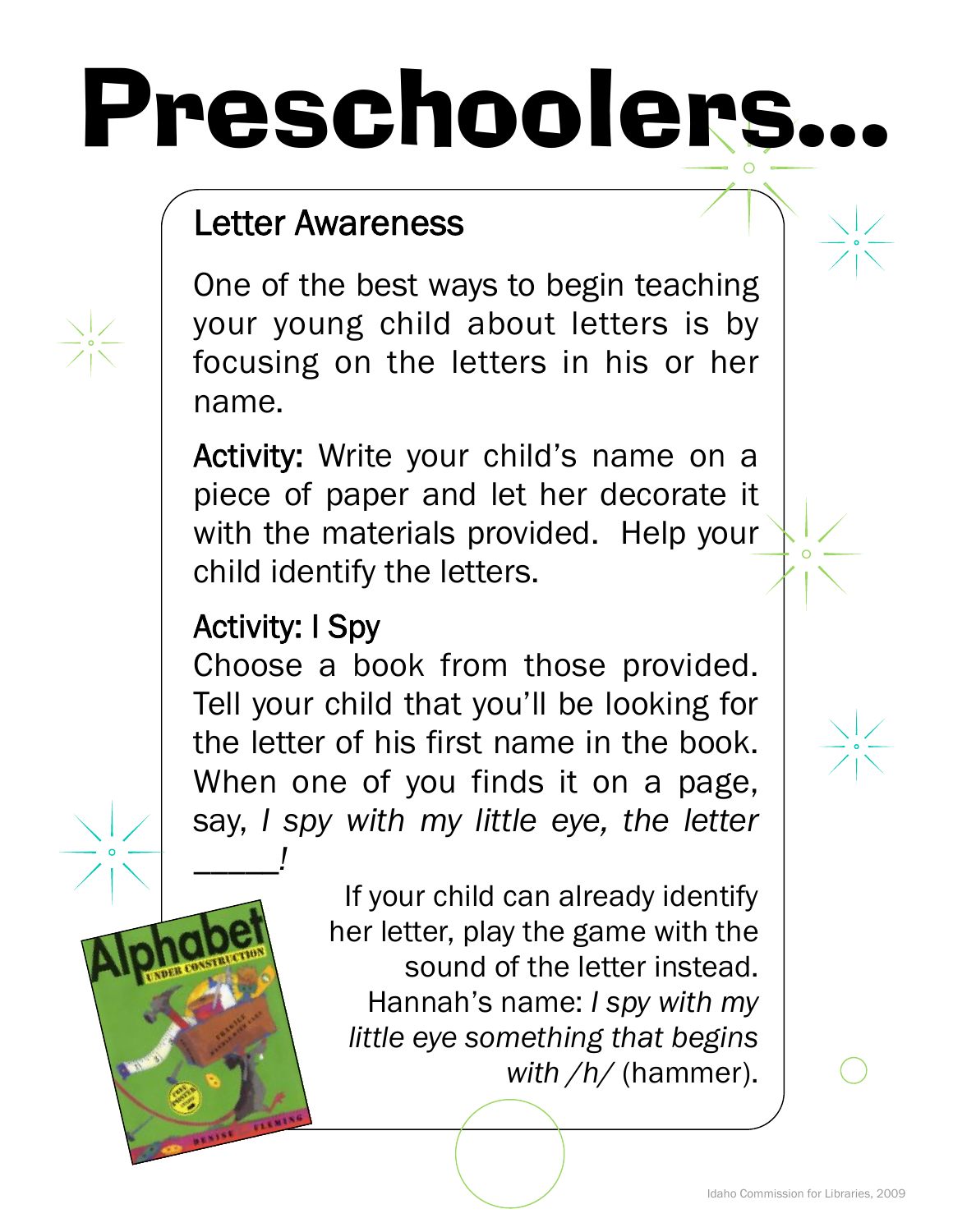# Preschoolers...

## Letter Awareness

One of the best ways to begin teaching your young child about letters is by focusing on the letters in his or her name.

**Activity:** Write your child's name on a piece of paper and let her decorate it with the materials provided. Help your child identify the letters.

**Activity: I Spy**
Choose a book from those provided. Tell your child that you'll be looking for the letter of his first name in the book. When one of you finds it on a page, say, *I spy with my little eye, the letter _____!*

If your child can already identify her letter, play the game with the sound of the letter instead. Hannah's name: *I spy with my little eye something that begins with /h/* (hammer).

Idaho Commission for Libraries, 2009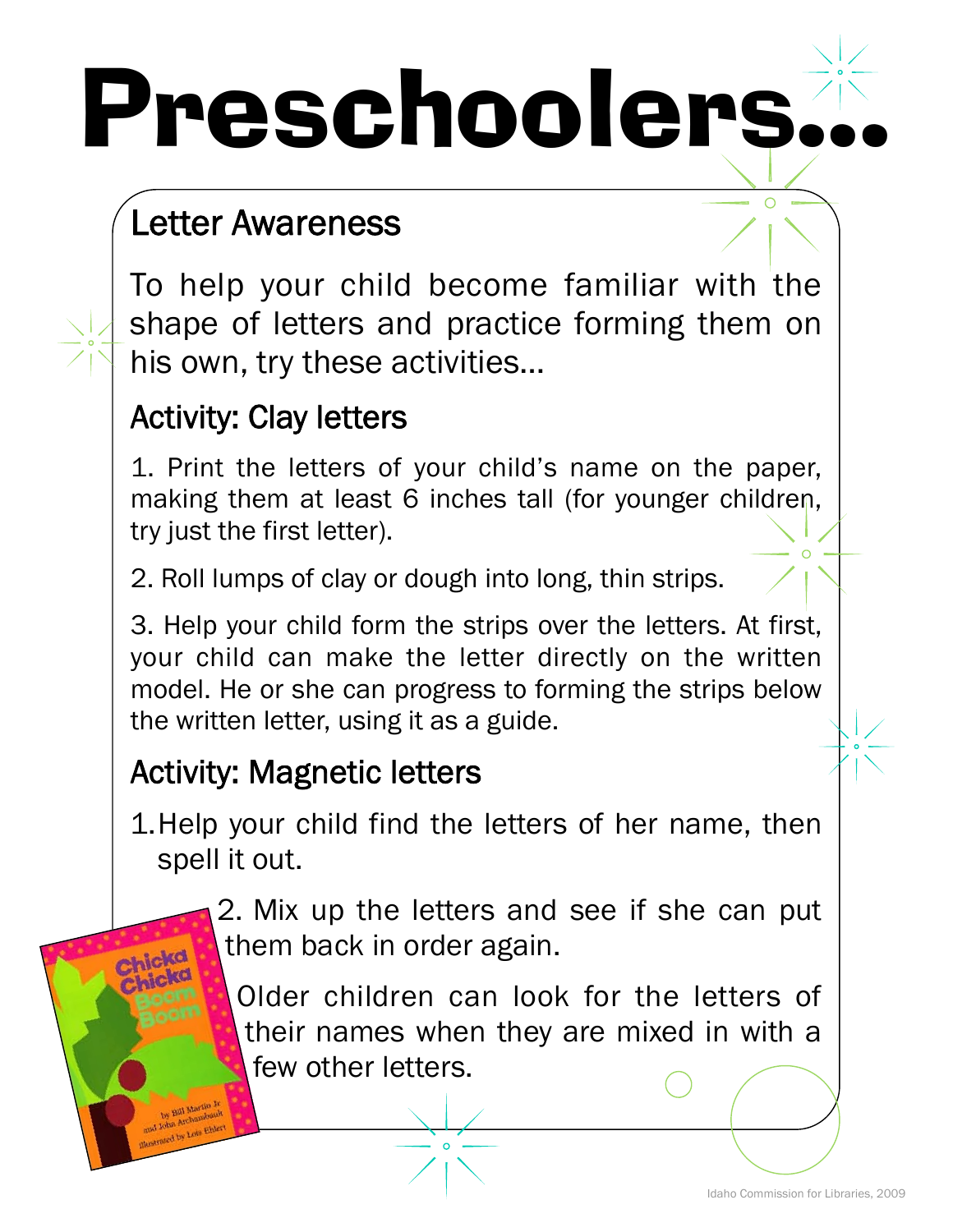# Preschoolers...

## Letter Awareness

To help your child become familiar with the shape of letters and practice forming them on his own, try these activities...

### Activity: Clay letters

1. Print the letters of your child's name on the paper, making them at least 6 inches tall (for younger children, try just the first letter).

2. Roll lumps of clay or dough into long, thin strips.

3. Help your child form the strips over the letters. At first, your child can make the letter directly on the written model. He or she can progress to forming the strips below the written letter, using it as a guide.

### Activity: Magnetic letters

1. Help your child find the letters of her name, then spell it out.

2. Mix up the letters and see if she can put them back in order again.

Older children can look for the letters of their names when they are mixed in with a few other letters.

Idaho Commission for Libraries, 2009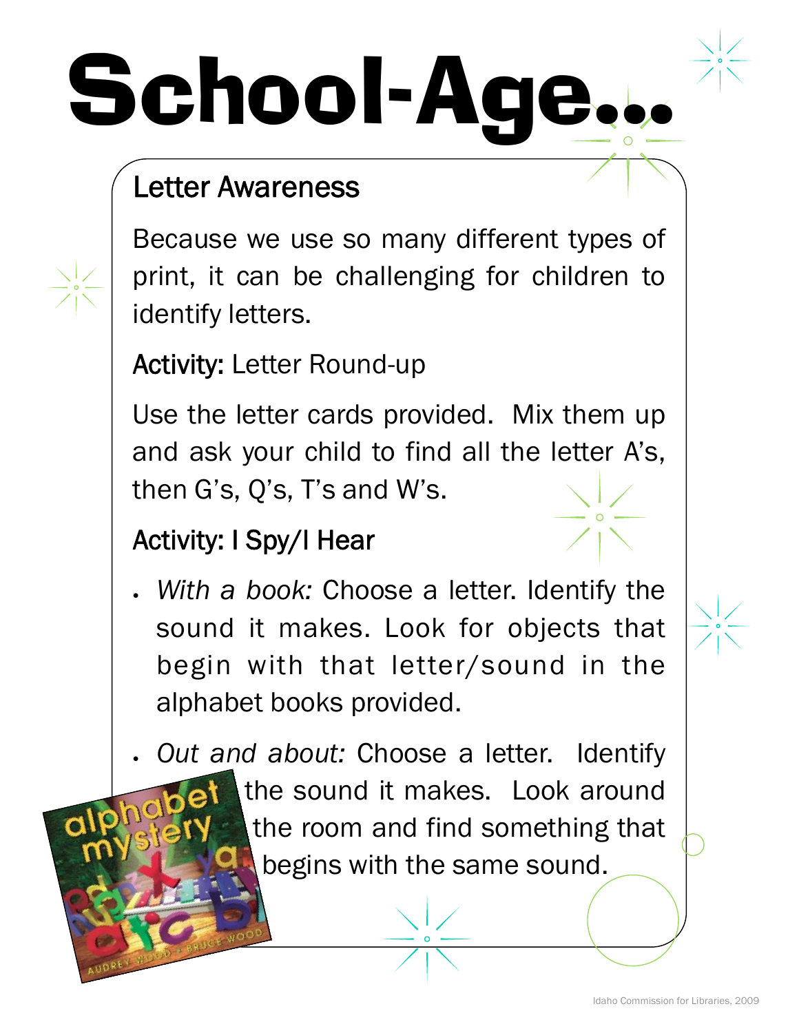# School-Age...

## Letter Awareness

Because we use so many different types of print, it can be challenging for children to identify letters.

**Activity:** Letter Round-up

Use the letter cards provided. Mix them up and ask your child to find all the letter A's, then G's, Q's, T's and W's.

**Activity: I Spy/I Hear**

- *With a book:* Choose a letter. Identify the sound it makes. Look for objects that begin with that letter/sound in the alphabet books provided.
- *Out and about:* Choose a letter. Identify the sound it makes. Look around the room and find something that begins with the same sound.

Idaho Commission for Libraries, 2009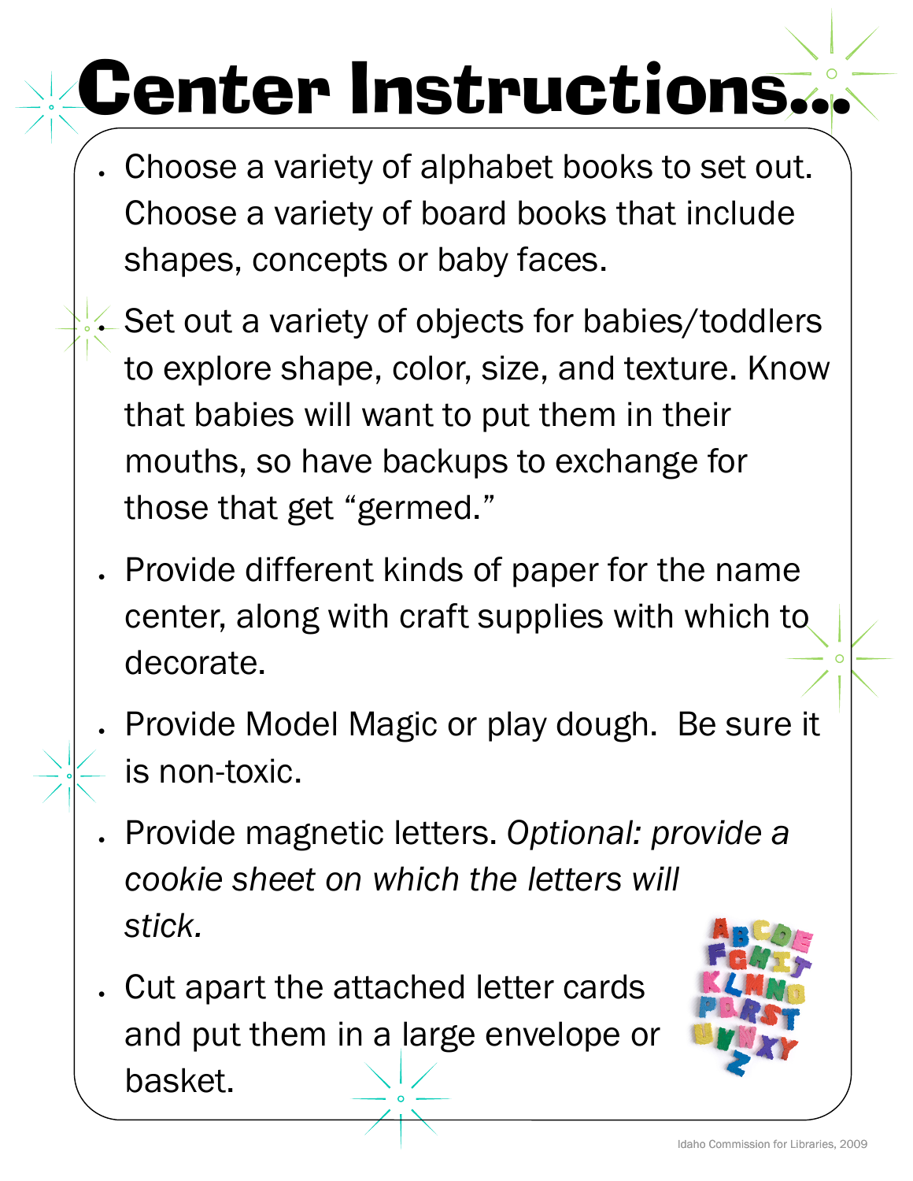# Center Instructions…

- Choose a variety of alphabet books to set out. Choose a variety of board books that include shapes, concepts or baby faces.
- Set out a variety of objects for babies/toddlers to explore shape, color, size, and texture. Know that babies will want to put them in their mouths, so have backups to exchange for those that get "germed."
- Provide different kinds of paper for the name center, along with craft supplies with which to decorate.
- Provide Model Magic or play dough. Be sure it is non-toxic.
- Provide magnetic letters. *Optional: provide a cookie sheet on which the letters will stick.*
- Cut apart the attached letter cards and put them in a large envelope or basket.

Idaho Commission for Libraries, 2009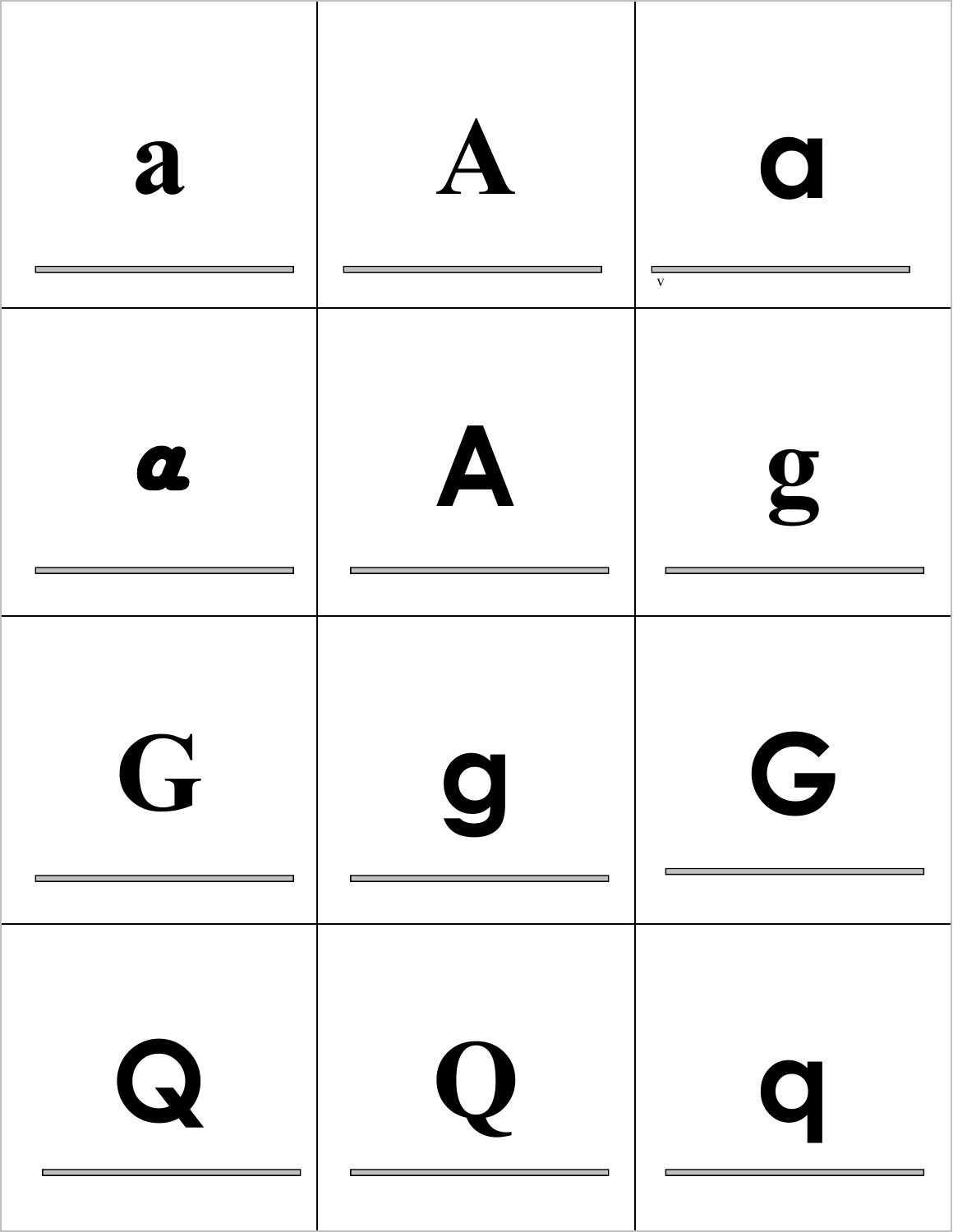| | | |
|---|---|---|
| a | A | ɑ |
| *a* | A | g |
| G | g | G |
| Q | Q | q |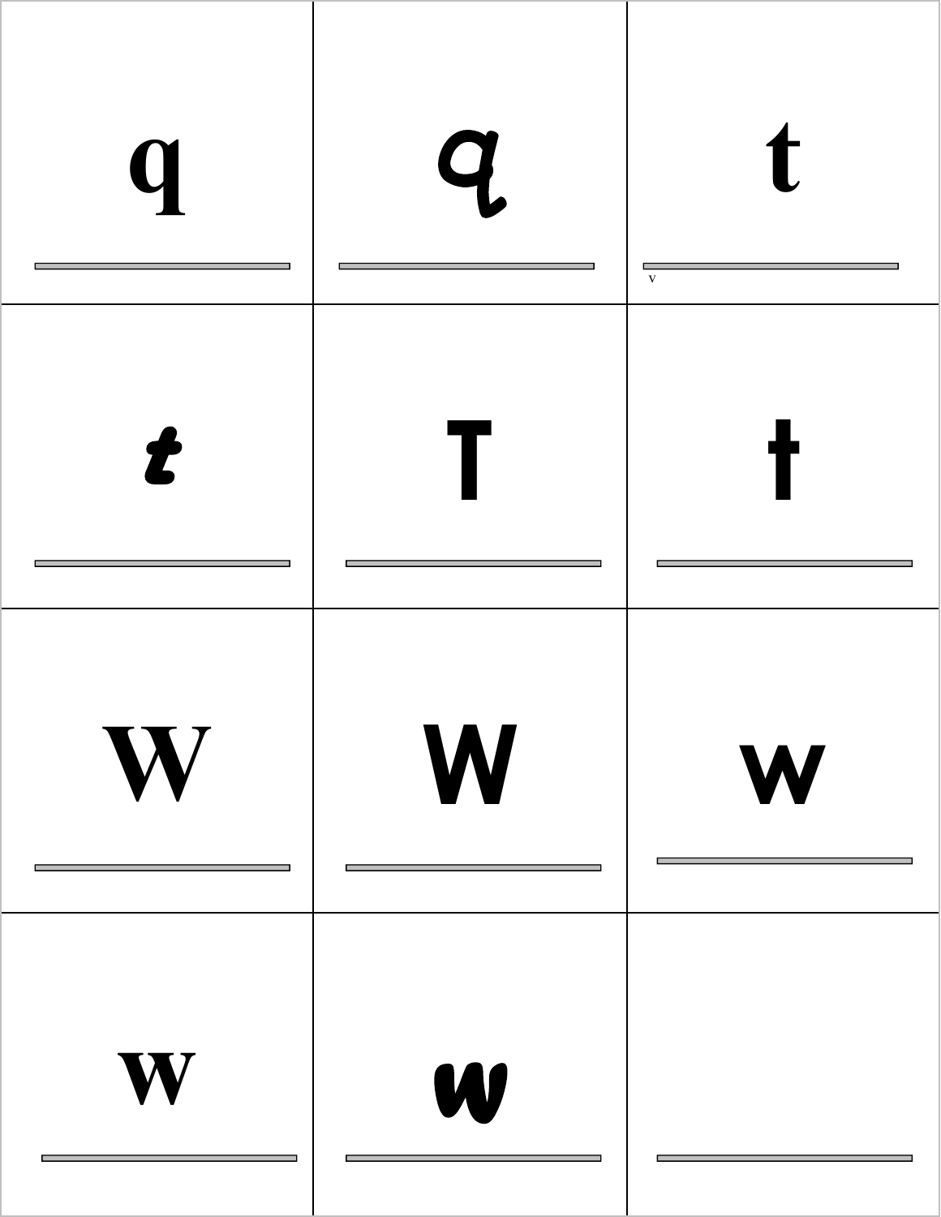| | | |
|---|---|---|
| q | q | t |
| t | T | t |
| W | W | w |
| w | w | |